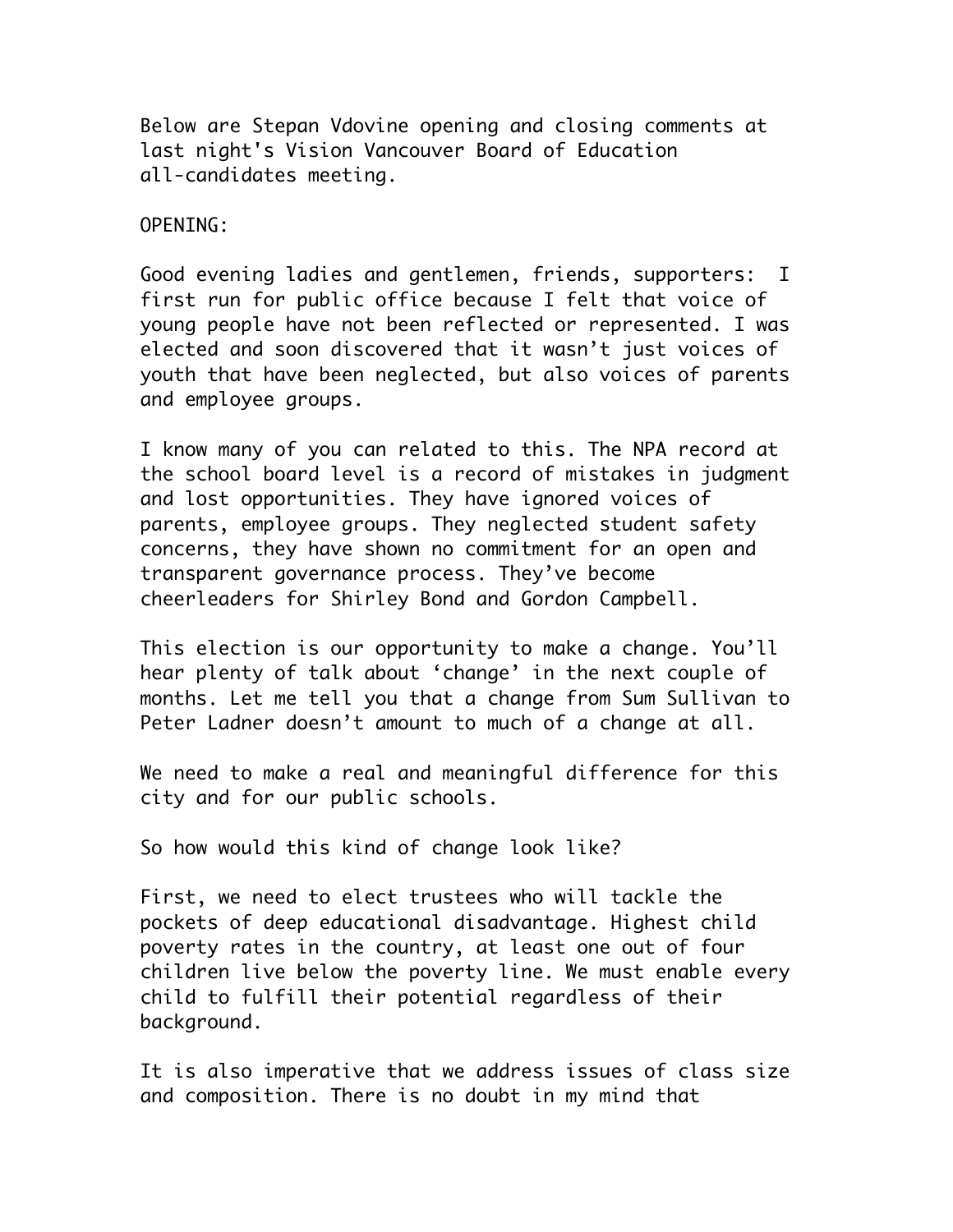Below are Stepan Vdovine opening and closing comments at last night's Vision Vancouver Board of Education all-candidates meeting.

OPENING:

Good evening ladies and gentlemen, friends, supporters: I first run for public office because I felt that voice of young people have not been reflected or represented. I was elected and soon discovered that it wasn't just voices of youth that have been neglected, but also voices of parents and employee groups.

I know many of you can related to this. The NPA record at the school board level is a record of mistakes in judgment and lost opportunities. They have ignored voices of parents, employee groups. They neglected student safety concerns, they have shown no commitment for an open and transparent governance process. They've become cheerleaders for Shirley Bond and Gordon Campbell.

This election is our opportunity to make a change. You'll hear plenty of talk about 'change' in the next couple of months. Let me tell you that a change from Sum Sullivan to Peter Ladner doesn't amount to much of a change at all.

We need to make a real and meaningful difference for this city and for our public schools.

So how would this kind of change look like?

First, we need to elect trustees who will tackle the pockets of deep educational disadvantage. Highest child poverty rates in the country, at least one out of four children live below the poverty line. We must enable every child to fulfill their potential regardless of their background.

It is also imperative that we address issues of class size and composition. There is no doubt in my mind that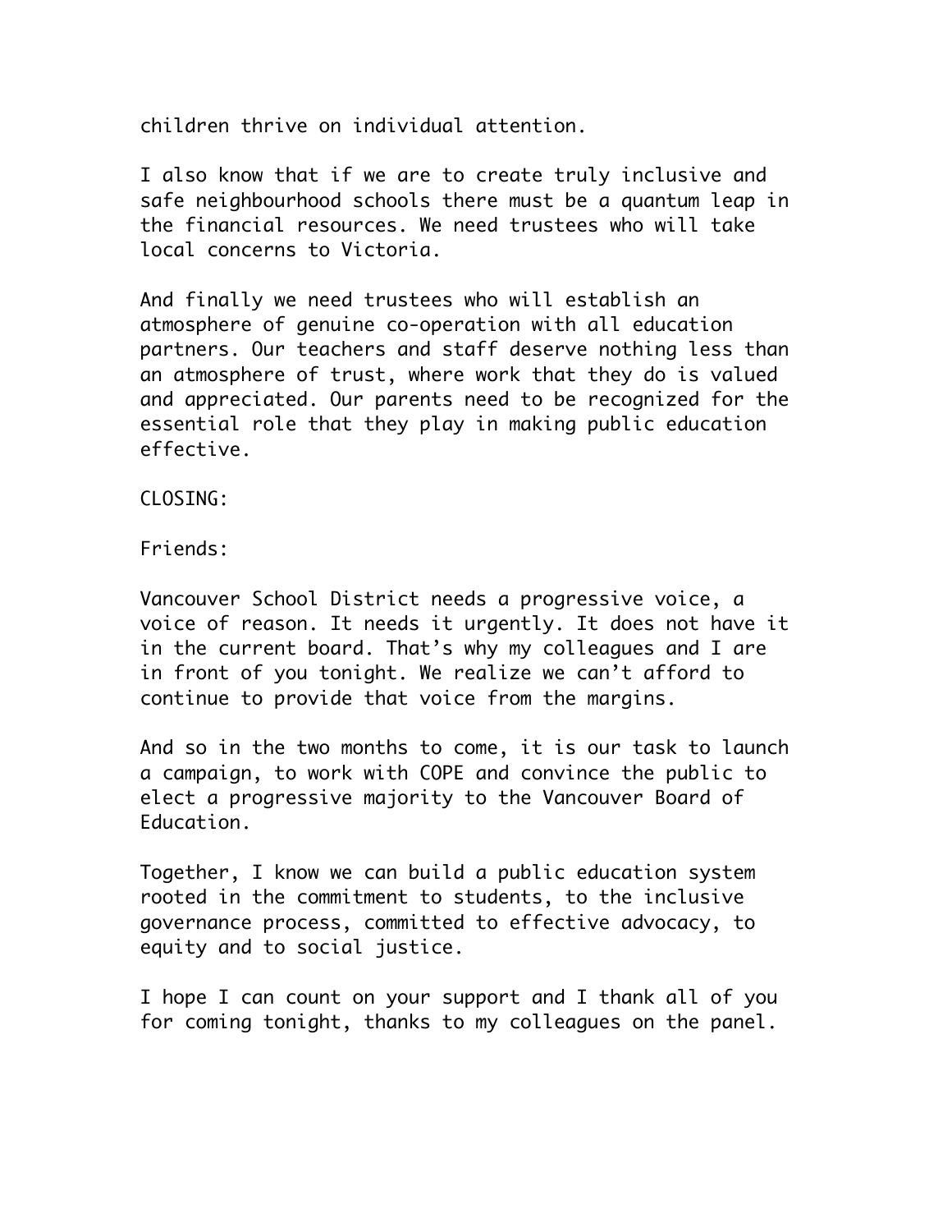children thrive on individual attention.

I also know that if we are to create truly inclusive and safe neighbourhood schools there must be a quantum leap in the financial resources. We need trustees who will take local concerns to Victoria.

And finally we need trustees who will establish an atmosphere of genuine co-operation with all education partners. Our teachers and staff deserve nothing less than an atmosphere of trust, where work that they do is valued and appreciated. Our parents need to be recognized for the essential role that they play in making public education effective.

CLOSING:

Friends:

Vancouver School District needs a progressive voice, a voice of reason. It needs it urgently. It does not have it in the current board. That's why my colleagues and I are in front of you tonight. We realize we can't afford to continue to provide that voice from the margins.

And so in the two months to come, it is our task to launch a campaign, to work with COPE and convince the public to elect a progressive majority to the Vancouver Board of Education.

Together, I know we can build a public education system rooted in the commitment to students, to the inclusive governance process, committed to effective advocacy, to equity and to social justice.

I hope I can count on your support and I thank all of you for coming tonight, thanks to my colleagues on the panel.